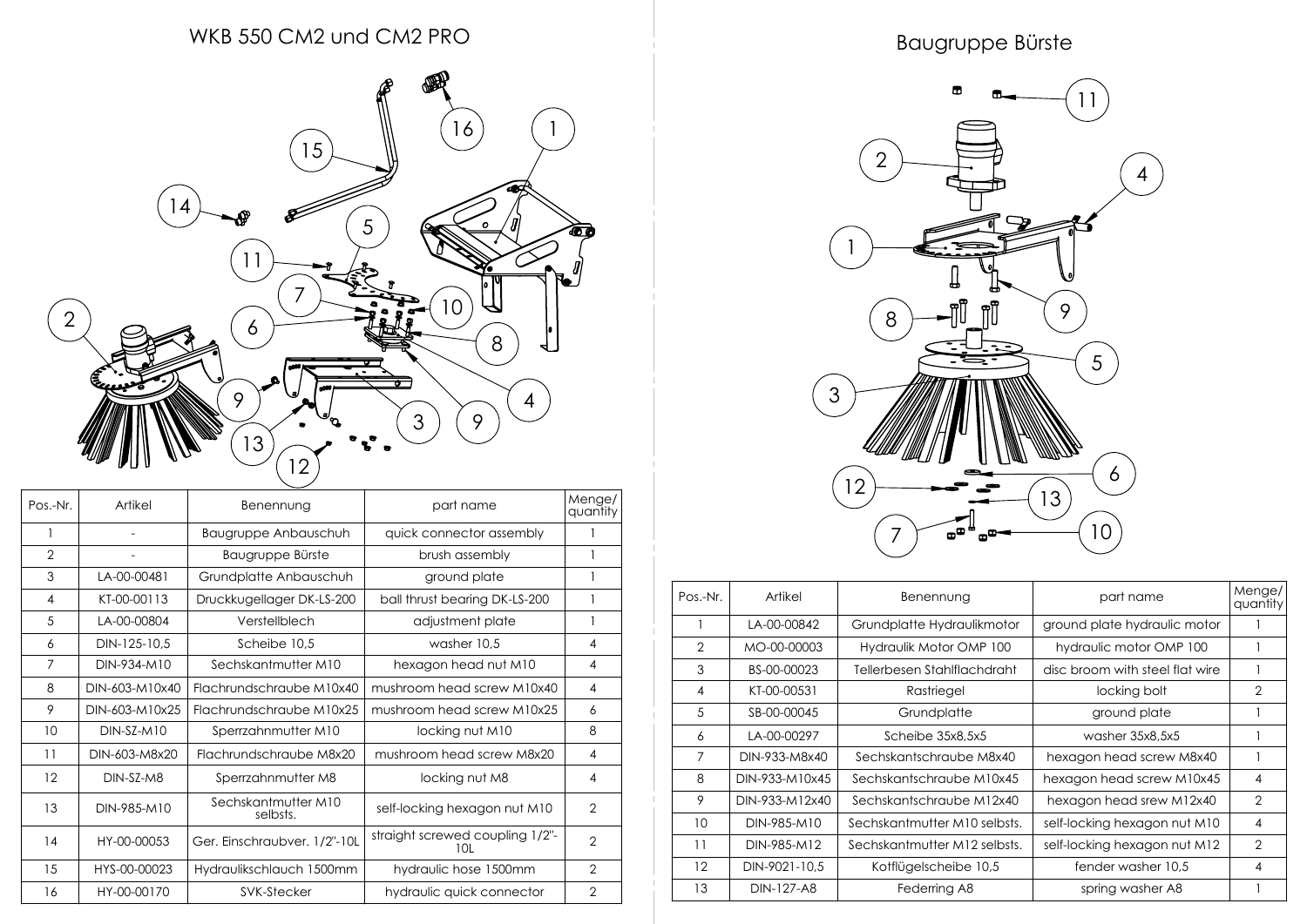# WKB 550 CM2 und CM2 PRO

| Pos.-Nr. | Artikel | Benennung | part name | Menge/ quantity |
|---|---|---|---|---|
| 1 | - | Baugruppe Anbauschuh | quick connector assembly | 1 |
| 2 | - | Baugruppe Bürste | brush assembly | 1 |
| 3 | LA-00-00481 | Grundplatte Anbauschuh | ground plate | 1 |
| 4 | KT-00-00113 | Druckkugellager DK-LS-200 | ball thrust bearing DK-LS-200 | 1 |
| 5 | LA-00-00804 | Verstellblech | adjustment plate | 1 |
| 6 | DIN-125-10,5 | Scheibe 10,5 | washer 10,5 | 4 |
| 7 | DIN-934-M10 | Sechskantmutter M10 | hexagon head nut M10 | 4 |
| 8 | DIN-603-M10x40 | Flachrundschraube M10x40 | mushroom head screw M10x40 | 4 |
| 9 | DIN-603-M10x25 | Flachrundschraube M10x25 | mushroom head screw M10x25 | 6 |
| 10 | DIN-SZ-M10 | Sperrzahnmutter M10 | locking nut M10 | 8 |
| 11 | DIN-603-M8x20 | Flachrundschraube M8x20 | mushroom head screw M8x20 | 4 |
| 12 | DIN-SZ-M8 | Sperrzahnmutter M8 | locking nut M8 | 4 |
| 13 | DIN-985-M10 | Sechskantmutter M10 selbsts. | self-locking hexagon nut M10 | 2 |
| 14 | HY-00-00053 | Ger. Einschraubver. 1/2"-10L | straight screwed coupling 1/2"-10L | 2 |
| 15 | HYS-00-00023 | Hydraulikschlauch 1500mm | hydraulic hose 1500mm | 2 |
| 16 | HY-00-00170 | SVK-Stecker | hydraulic quick connector | 2 |

# Baugruppe Bürste

| Pos.-Nr. | Artikel | Benennung | part name | Menge/ quantity |
|---|---|---|---|---|
| 1 | LA-00-00842 | Grundplatte Hydraulikmotor | ground plate hydraulic motor | 1 |
| 2 | MO-00-00003 | Hydraulik Motor OMP 100 | hydraulic motor OMP 100 | 1 |
| 3 | BS-00-00023 | Tellerbesen Stahlflachdraht | disc broom with steel flat wire | 1 |
| 4 | KT-00-00531 | Rastriegel | locking bolt | 2 |
| 5 | SB-00-00045 | Grundplatte | ground plate | 1 |
| 6 | LA-00-00297 | Scheibe 35x8,5x5 | washer 35x8,5x5 | 1 |
| 7 | DIN-933-M8x40 | Sechskantschraube M8x40 | hexagon head screw M8x40 | 1 |
| 8 | DIN-933-M10x45 | Sechskantschraube M10x45 | hexagon head screw M10x45 | 4 |
| 9 | DIN-933-M12x40 | Sechskantschraube M12x40 | hexagon head srew M12x40 | 2 |
| 10 | DIN-985-M10 | Sechskantmutter M10 selbsts. | self-locking hexagon nut M10 | 4 |
| 11 | DIN-985-M12 | Sechskantmutter M12 selbsts. | self-locking hexagon nut M12 | 2 |
| 12 | DIN-9021-10,5 | Kotflügelscheibe 10,5 | fender washer 10,5 | 4 |
| 13 | DIN-127-A8 | Federring A8 | spring washer A8 | 1 |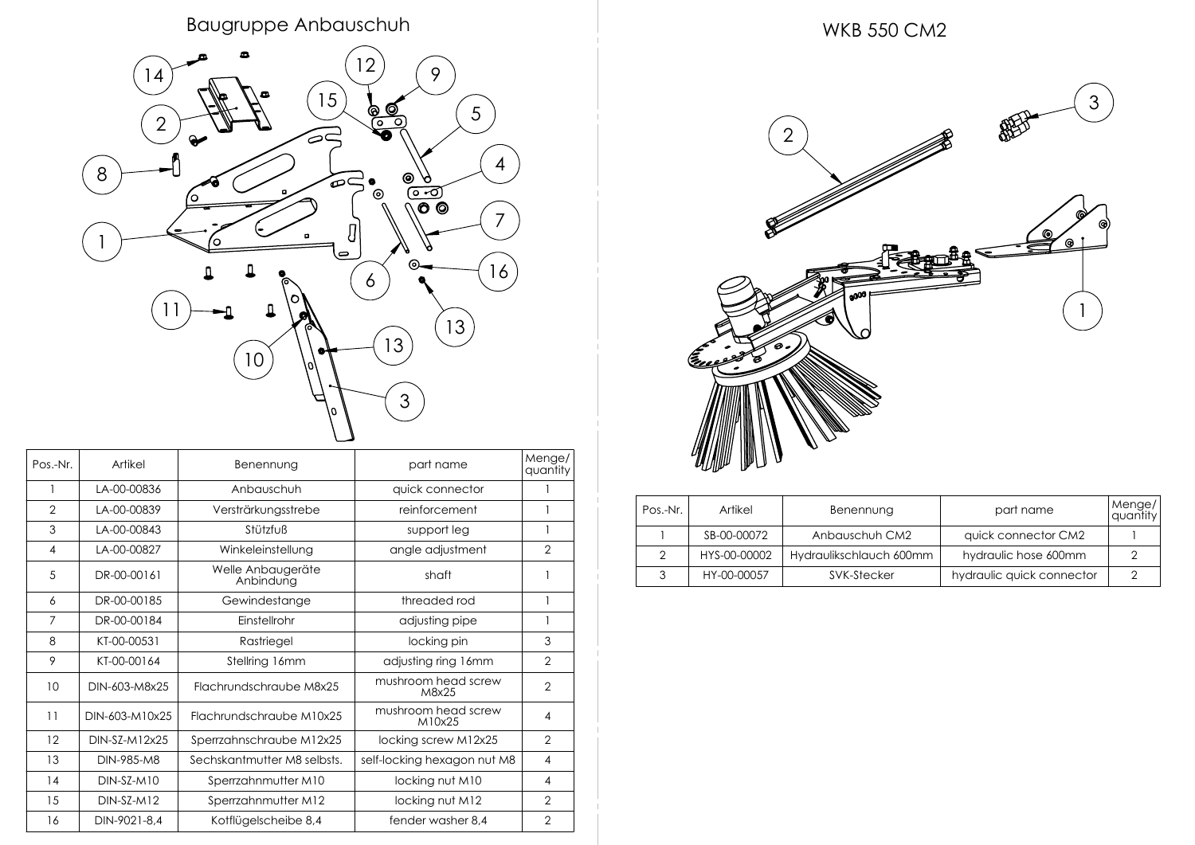## Baugruppe Anbauschuh

| Pos.-Nr. | Artikel | Benennung | part name | Menge/ quantity |
|---|---|---|---|---|
| 1 | LA-00-00836 | Anbauschuh | quick connector | 1 |
| 2 | LA-00-00839 | Versträrkungsstrebe | reinforcement | 1 |
| 3 | LA-00-00843 | Stützfuß | support leg | 1 |
| 4 | LA-00-00827 | Winkeleinstellung | angle adjustment | 2 |
| 5 | DR-00-00161 | Welle Anbaugeräte Anbindung | shaft | 1 |
| 6 | DR-00-00185 | Gewindestange | threaded rod | 1 |
| 7 | DR-00-00184 | Einstellrohr | adjusting pipe | 1 |
| 8 | KT-00-00531 | Rastriegel | locking pin | 3 |
| 9 | KT-00-00164 | Stellring 16mm | adjusting ring 16mm | 2 |
| 10 | DIN-603-M8x25 | Flachrundschraube M8x25 | mushroom head screw M8x25 | 2 |
| 11 | DIN-603-M10x25 | Flachrundschraube M10x25 | mushroom head screw M10x25 | 4 |
| 12 | DIN-SZ-M12x25 | Sperrzahnschraube M12x25 | locking screw M12x25 | 2 |
| 13 | DIN-985-M8 | Sechskantmutter M8 selbsts. | self-locking hexagon nut M8 | 4 |
| 14 | DIN-SZ-M10 | Sperrzahnmutter M10 | locking nut M10 | 4 |
| 15 | DIN-SZ-M12 | Sperrzahnmutter M12 | locking nut M12 | 2 |
| 16 | DIN-9021-8,4 | Kotflügelscheibe 8,4 | fender washer 8,4 | 2 |

## WKB 550 CM2

| Pos.-Nr. | Artikel | Benennung | part name | Menge/ quantity |
|---|---|---|---|---|
| 1 | SB-00-00072 | Anbauschuh CM2 | quick connector CM2 | 1 |
| 2 | HYS-00-00002 | Hydraulikschlauch 600mm | hydraulic hose 600mm | 2 |
| 3 | HY-00-00057 | SVK-Stecker | hydraulic quick connector | 2 |